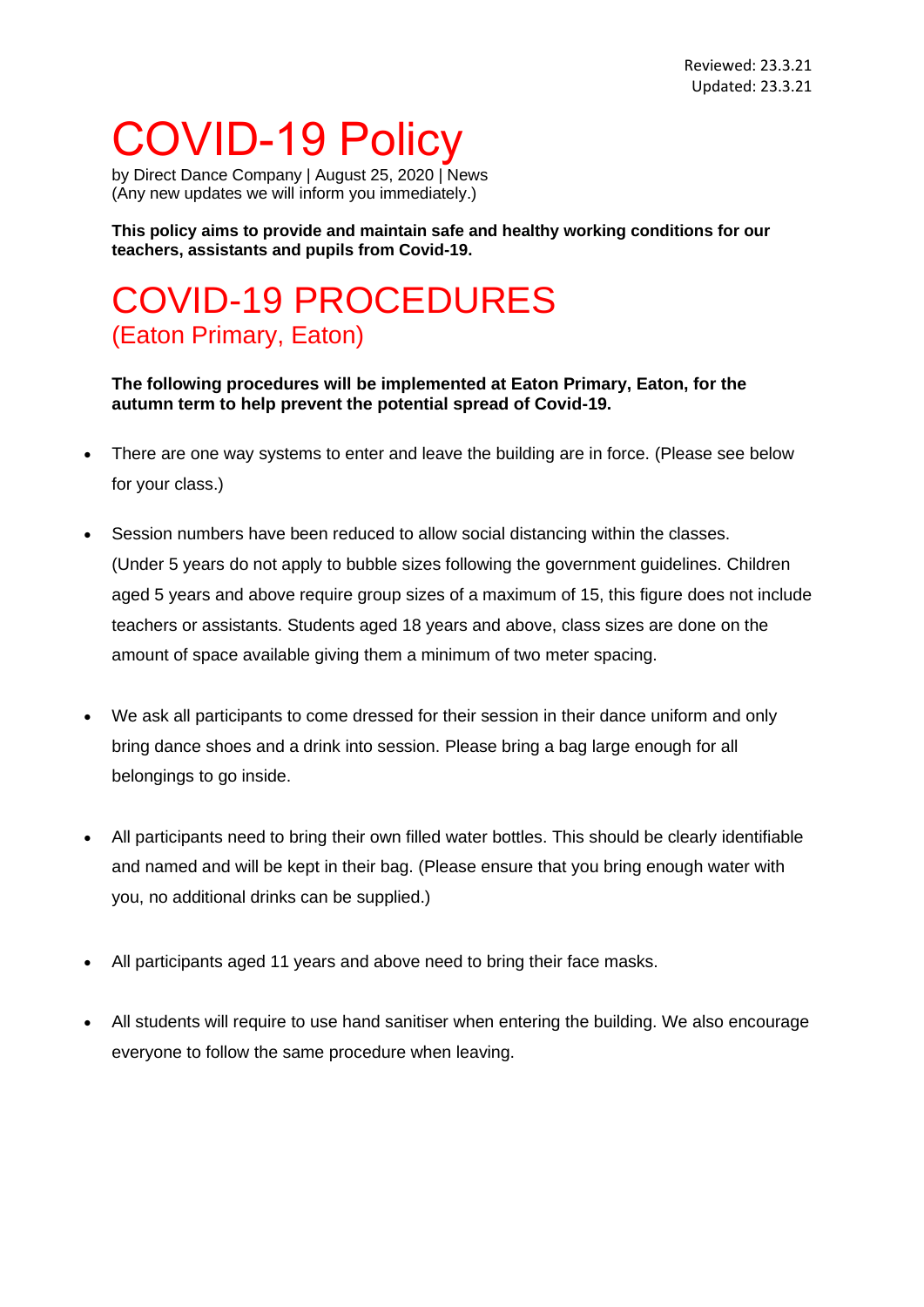Reviewed: 23.3.21
Updated: 23.3.21

# COVID-19 Policy

by Direct Dance Company | August 25, 2020 | News
(Any new updates we will inform you immediately.)

**This policy aims to provide and maintain safe and healthy working conditions for our teachers, assistants and pupils from Covid-19.**

## COVID-19 PROCEDURES

### (Eaton Primary, Eaton)

**The following procedures will be implemented at Eaton Primary, Eaton, for the autumn term to help prevent the potential spread of Covid-19.**

- There are one way systems to enter and leave the building are in force. (Please see below for your class.)
- Session numbers have been reduced to allow social distancing within the classes. (Under 5 years do not apply to bubble sizes following the government guidelines. Children aged 5 years and above require group sizes of a maximum of 15, this figure does not include teachers or assistants. Students aged 18 years and above, class sizes are done on the amount of space available giving them a minimum of two meter spacing.
- We ask all participants to come dressed for their session in their dance uniform and only bring dance shoes and a drink into session. Please bring a bag large enough for all belongings to go inside.
- All participants need to bring their own filled water bottles. This should be clearly identifiable and named and will be kept in their bag. (Please ensure that you bring enough water with you, no additional drinks can be supplied.)
- All participants aged 11 years and above need to bring their face masks.
- All students will require to use hand sanitiser when entering the building. We also encourage everyone to follow the same procedure when leaving.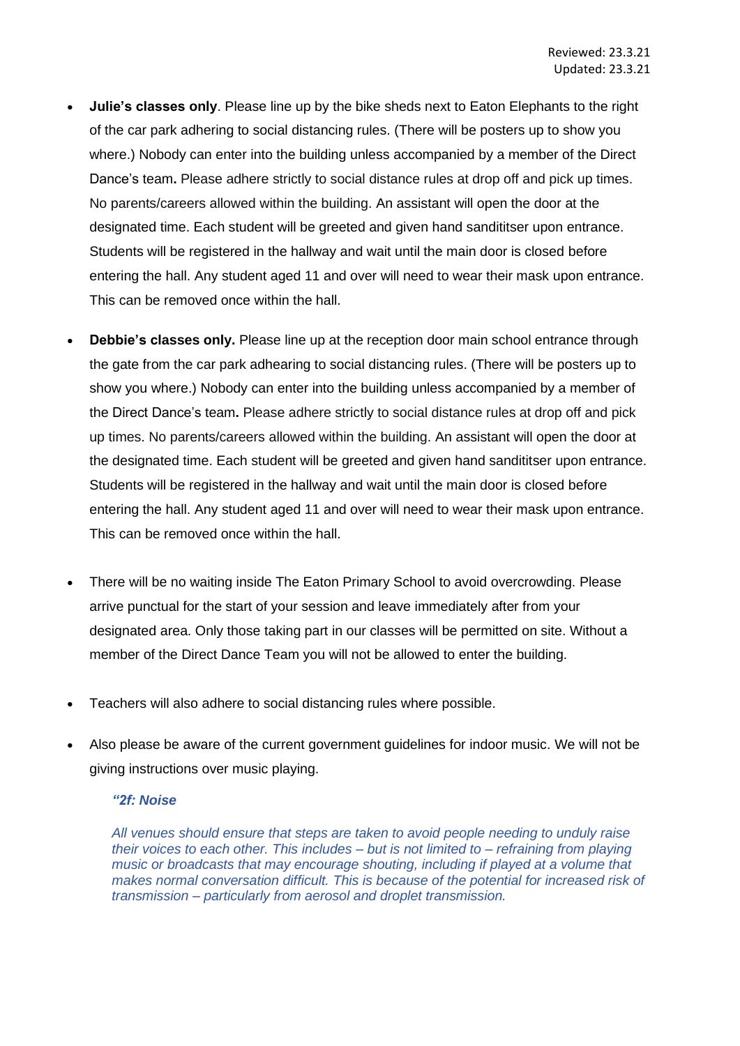Reviewed: 23.3.21
Updated: 23.3.21

- **Julie's classes only**. Please line up by the bike sheds next to Eaton Elephants to the right of the car park adhering to social distancing rules. (There will be posters up to show you where.) Nobody can enter into the building unless accompanied by a member of the Direct Dance's team**.** Please adhere strictly to social distance rules at drop off and pick up times. No parents/careers allowed within the building. An assistant will open the door at the designated time. Each student will be greeted and given hand sandititser upon entrance. Students will be registered in the hallway and wait until the main door is closed before entering the hall. Any student aged 11 and over will need to wear their mask upon entrance. This can be removed once within the hall.

- **Debbie's classes only.** Please line up at the reception door main school entrance through the gate from the car park adhearing to social distancing rules. (There will be posters up to show you where.) Nobody can enter into the building unless accompanied by a member of the Direct Dance's team**.** Please adhere strictly to social distance rules at drop off and pick up times. No parents/careers allowed within the building. An assistant will open the door at the designated time. Each student will be greeted and given hand sandititser upon entrance. Students will be registered in the hallway and wait until the main door is closed before entering the hall. Any student aged 11 and over will need to wear their mask upon entrance. This can be removed once within the hall.

- There will be no waiting inside The Eaton Primary School to avoid overcrowding. Please arrive punctual for the start of your session and leave immediately after from your designated area. Only those taking part in our classes will be permitted on site. Without a member of the Direct Dance Team you will not be allowed to enter the building.

- Teachers will also adhere to social distancing rules where possible.

- Also please be aware of the current government guidelines for indoor music. We will not be giving instructions over music playing.

  ***"2f: Noise***

  *All venues should ensure that steps are taken to avoid people needing to unduly raise their voices to each other. This includes – but is not limited to – refraining from playing music or broadcasts that may encourage shouting, including if played at a volume that makes normal conversation difficult. This is because of the potential for increased risk of transmission – particularly from aerosol and droplet transmission.*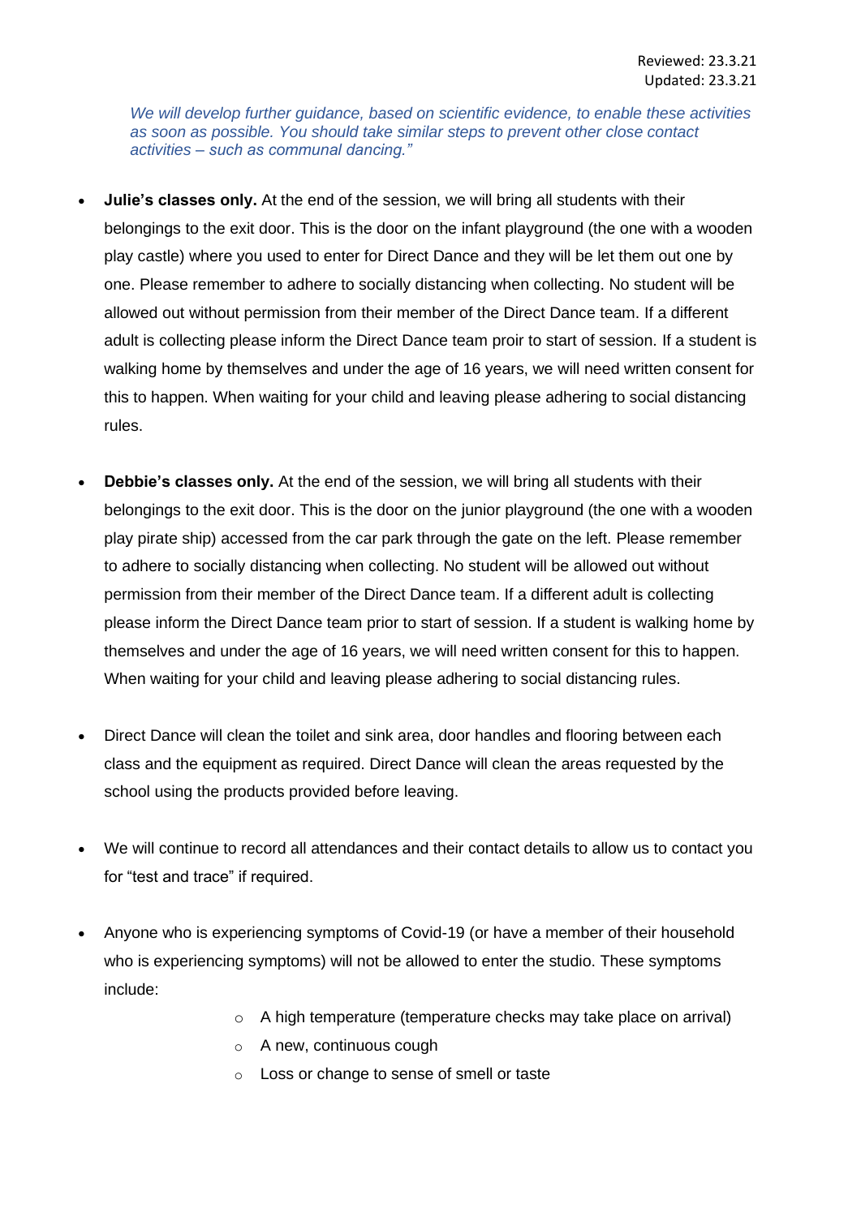Reviewed: 23.3.21
Updated: 23.3.21

*We will develop further guidance, based on scientific evidence, to enable these activities as soon as possible. You should take similar steps to prevent other close contact activities – such as communal dancing."*

- **Julie's classes only.** At the end of the session, we will bring all students with their belongings to the exit door. This is the door on the infant playground (the one with a wooden play castle) where you used to enter for Direct Dance and they will be let them out one by one. Please remember to adhere to socially distancing when collecting. No student will be allowed out without permission from their member of the Direct Dance team. If a different adult is collecting please inform the Direct Dance team proir to start of session. If a student is walking home by themselves and under the age of 16 years, we will need written consent for this to happen. When waiting for your child and leaving please adhering to social distancing rules.

- **Debbie's classes only.** At the end of the session, we will bring all students with their belongings to the exit door. This is the door on the junior playground (the one with a wooden play pirate ship) accessed from the car park through the gate on the left. Please remember to adhere to socially distancing when collecting. No student will be allowed out without permission from their member of the Direct Dance team. If a different adult is collecting please inform the Direct Dance team prior to start of session. If a student is walking home by themselves and under the age of 16 years, we will need written consent for this to happen. When waiting for your child and leaving please adhering to social distancing rules.

- Direct Dance will clean the toilet and sink area, door handles and flooring between each class and the equipment as required. Direct Dance will clean the areas requested by the school using the products provided before leaving.

- We will continue to record all attendances and their contact details to allow us to contact you for "test and trace" if required.

- Anyone who is experiencing symptoms of Covid-19 (or have a member of their household who is experiencing symptoms) will not be allowed to enter the studio. These symptoms include:
    - A high temperature (temperature checks may take place on arrival)
    - A new, continuous cough
    - Loss or change to sense of smell or taste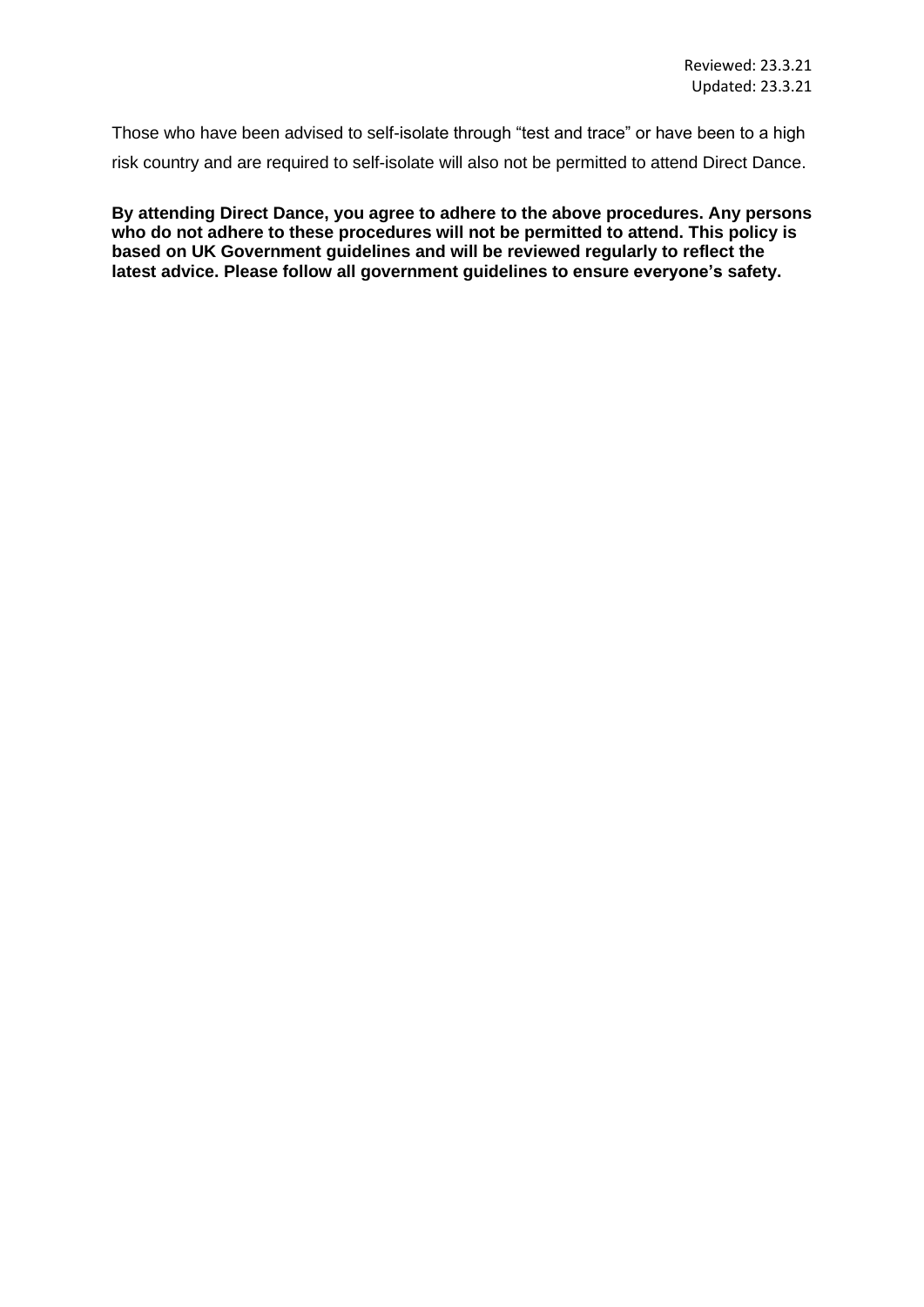Those who have been advised to self-isolate through "test and trace" or have been to a high risk country and are required to self-isolate will also not be permitted to attend Direct Dance.

**By attending Direct Dance, you agree to adhere to the above procedures. Any persons who do not adhere to these procedures will not be permitted to attend. This policy is based on UK Government guidelines and will be reviewed regularly to reflect the latest advice. Please follow all government guidelines to ensure everyone's safety.**